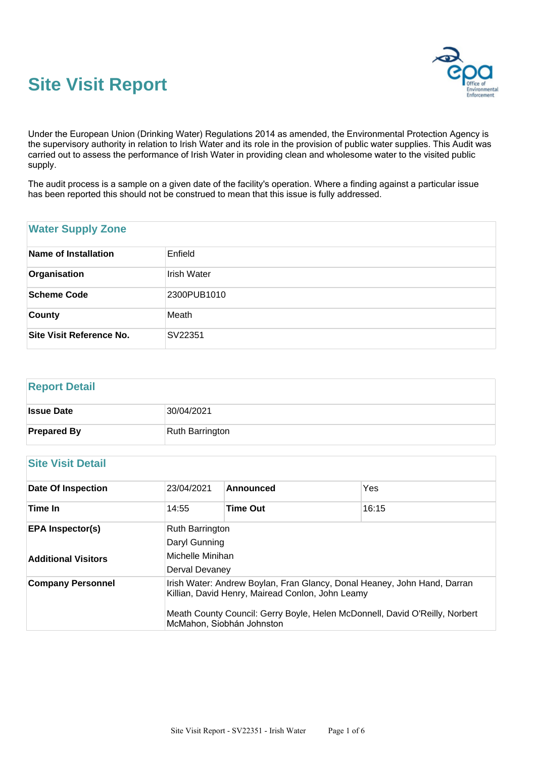# Site Visit Report

Under the European Union (Drinking Water) Regulations 2014 as amended, the Environmental Protection Agency is the supervisory authority in relation to Irish Water and its role in the provision of public water supplies. This Audit was carried out to assess the performance of Irish Water in providing clean and wholesome water to the visited public supply.

The audit process is a sample on a given date of the facility's operation. Where a finding against a particular issue has been reported this should not be construed to mean that this issue is fully addressed.

## Water Supply Zone

| | |
|---|---|
| **Name of Installation** | Enfield |
| **Organisation** | Irish Water |
| **Scheme Code** | 2300PUB1010 |
| **County** | Meath |
| **Site Visit Reference No.** | SV22351 |

## Report Detail

| | |
|---|---|
| **Issue Date** | 30/04/2021 |
| **Prepared By** | Ruth Barrington |

## Site Visit Detail

| | | | |
|---|---|---|---|
| **Date Of Inspection** | 23/04/2021 | **Announced** | Yes |
| **Time In** | 14:55 | **Time Out** | 16:15 |
| **EPA Inspector(s)** | Ruth Barrington<br>Daryl Gunning | | |
| **Additional Visitors** | Michelle Minihan<br>Derval Devaney | | |
| **Company Personnel** | Irish Water: Andrew Boylan, Fran Glancy, Donal Heaney, John Hand, Darran Killian, David Henry, Mairead Conlon, John Leamy<br><br>Meath County Council: Gerry Boyle, Helen McDonnell, David O'Reilly, Norbert McMahon, Siobhán Johnston | | |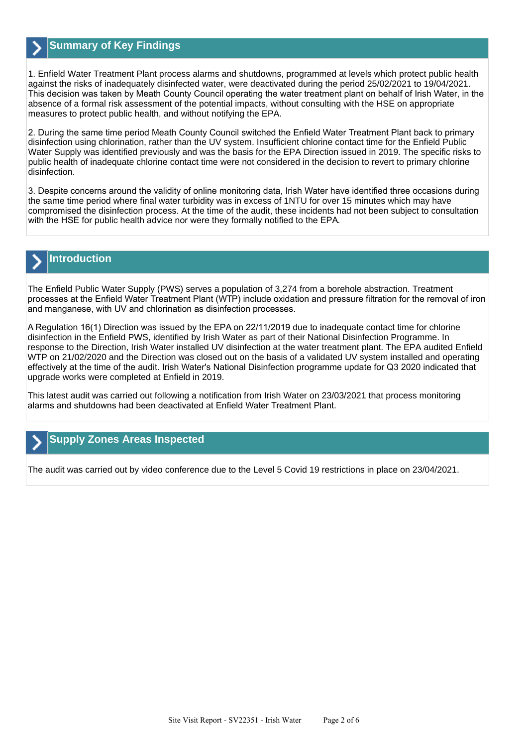## Summary of Key Findings

1. Enfield Water Treatment Plant process alarms and shutdowns, programmed at levels which protect public health against the risks of inadequately disinfected water, were deactivated during the period 25/02/2021 to 19/04/2021. This decision was taken by Meath County Council operating the water treatment plant on behalf of Irish Water, in the absence of a formal risk assessment of the potential impacts, without consulting with the HSE on appropriate measures to protect public health, and without notifying the EPA.

2. During the same time period Meath County Council switched the Enfield Water Treatment Plant back to primary disinfection using chlorination, rather than the UV system. Insufficient chlorine contact time for the Enfield Public Water Supply was identified previously and was the basis for the EPA Direction issued in 2019. The specific risks to public health of inadequate chlorine contact time were not considered in the decision to revert to primary chlorine disinfection.

3. Despite concerns around the validity of online monitoring data, Irish Water have identified three occasions during the same time period where final water turbidity was in excess of 1NTU for over 15 minutes which may have compromised the disinfection process. At the time of the audit, these incidents had not been subject to consultation with the HSE for public health advice nor were they formally notified to the EPA.

## Introduction

The Enfield Public Water Supply (PWS) serves a population of 3,274 from a borehole abstraction. Treatment processes at the Enfield Water Treatment Plant (WTP) include oxidation and pressure filtration for the removal of iron and manganese, with UV and chlorination as disinfection processes.

A Regulation 16(1) Direction was issued by the EPA on 22/11/2019 due to inadequate contact time for chlorine disinfection in the Enfield PWS, identified by Irish Water as part of their National Disinfection Programme. In response to the Direction, Irish Water installed UV disinfection at the water treatment plant. The EPA audited Enfield WTP on 21/02/2020 and the Direction was closed out on the basis of a validated UV system installed and operating effectively at the time of the audit. Irish Water's National Disinfection programme update for Q3 2020 indicated that upgrade works were completed at Enfield in 2019.

This latest audit was carried out following a notification from Irish Water on 23/03/2021 that process monitoring alarms and shutdowns had been deactivated at Enfield Water Treatment Plant.

## Supply Zones Areas Inspected

The audit was carried out by video conference due to the Level 5 Covid 19 restrictions in place on 23/04/2021.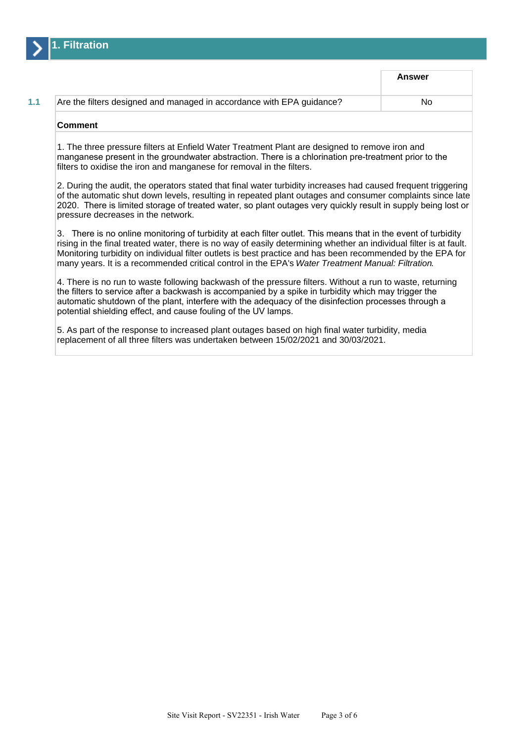## 1. Filtration

| | | Answer |
|---|---|---|
| 1.1 | Are the filters designed and managed in accordance with EPA guidance? | No |

**Comment**

1. The three pressure filters at Enfield Water Treatment Plant are designed to remove iron and manganese present in the groundwater abstraction. There is a chlorination pre-treatment prior to the filters to oxidise the iron and manganese for removal in the filters.

2. During the audit, the operators stated that final water turbidity increases had caused frequent triggering of the automatic shut down levels, resulting in repeated plant outages and consumer complaints since late 2020. There is limited storage of treated water, so plant outages very quickly result in supply being lost or pressure decreases in the network.

3. There is no online monitoring of turbidity at each filter outlet. This means that in the event of turbidity rising in the final treated water, there is no way of easily determining whether an individual filter is at fault. Monitoring turbidity on individual filter outlets is best practice and has been recommended by the EPA for many years. It is a recommended critical control in the EPA's *Water Treatment Manual: Filtration*.

4. There is no run to waste following backwash of the pressure filters. Without a run to waste, returning the filters to service after a backwash is accompanied by a spike in turbidity which may trigger the automatic shutdown of the plant, interfere with the adequacy of the disinfection processes through a potential shielding effect, and cause fouling of the UV lamps.

5. As part of the response to increased plant outages based on high final water turbidity, media replacement of all three filters was undertaken between 15/02/2021 and 30/03/2021.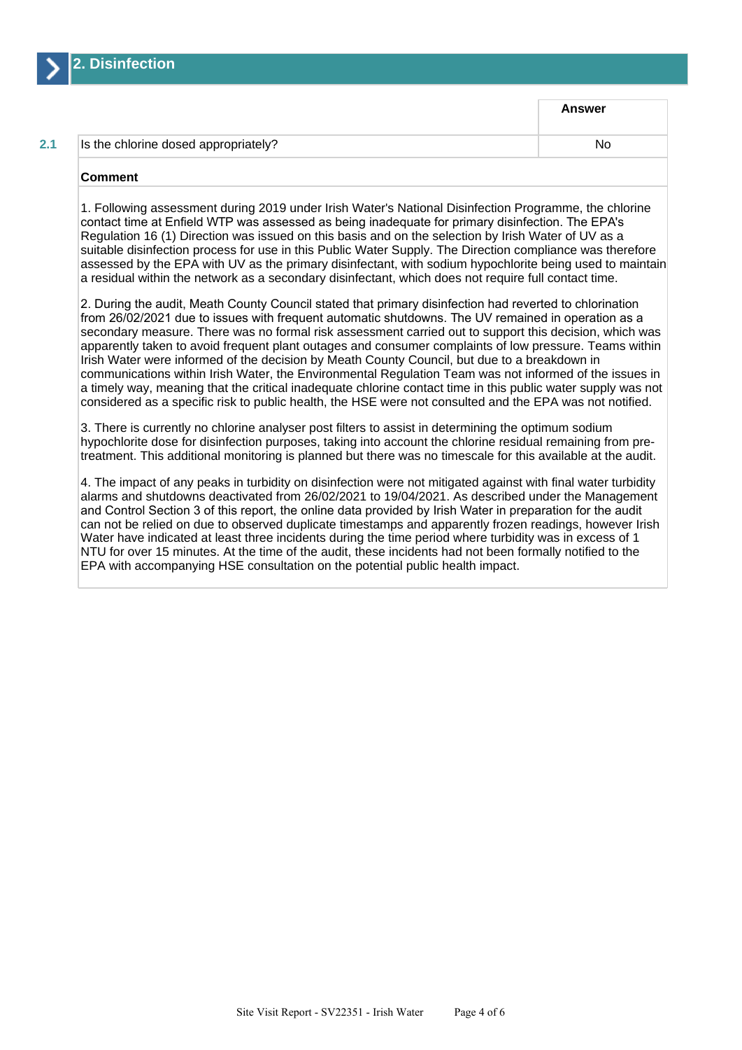## 2. Disinfection

| | | Answer |
|---|---|---|
| 2.1 | Is the chlorine dosed appropriately? | No |

**Comment**

1. Following assessment during 2019 under Irish Water's National Disinfection Programme, the chlorine contact time at Enfield WTP was assessed as being inadequate for primary disinfection. The EPA's Regulation 16 (1) Direction was issued on this basis and on the selection by Irish Water of UV as a suitable disinfection process for use in this Public Water Supply. The Direction compliance was therefore assessed by the EPA with UV as the primary disinfectant, with sodium hypochlorite being used to maintain a residual within the network as a secondary disinfectant, which does not require full contact time.

2. During the audit, Meath County Council stated that primary disinfection had reverted to chlorination from 26/02/2021 due to issues with frequent automatic shutdowns. The UV remained in operation as a secondary measure. There was no formal risk assessment carried out to support this decision, which was apparently taken to avoid frequent plant outages and consumer complaints of low pressure. Teams within Irish Water were informed of the decision by Meath County Council, but due to a breakdown in communications within Irish Water, the Environmental Regulation Team was not informed of the issues in a timely way, meaning that the critical inadequate chlorine contact time in this public water supply was not considered as a specific risk to public health, the HSE were not consulted and the EPA was not notified.

3. There is currently no chlorine analyser post filters to assist in determining the optimum sodium hypochlorite dose for disinfection purposes, taking into account the chlorine residual remaining from pre-treatment. This additional monitoring is planned but there was no timescale for this available at the audit.

4. The impact of any peaks in turbidity on disinfection were not mitigated against with final water turbidity alarms and shutdowns deactivated from 26/02/2021 to 19/04/2021. As described under the Management and Control Section 3 of this report, the online data provided by Irish Water in preparation for the audit can not be relied on due to observed duplicate timestamps and apparently frozen readings, however Irish Water have indicated at least three incidents during the time period where turbidity was in excess of 1 NTU for over 15 minutes. At the time of the audit, these incidents had not been formally notified to the EPA with accompanying HSE consultation on the potential public health impact.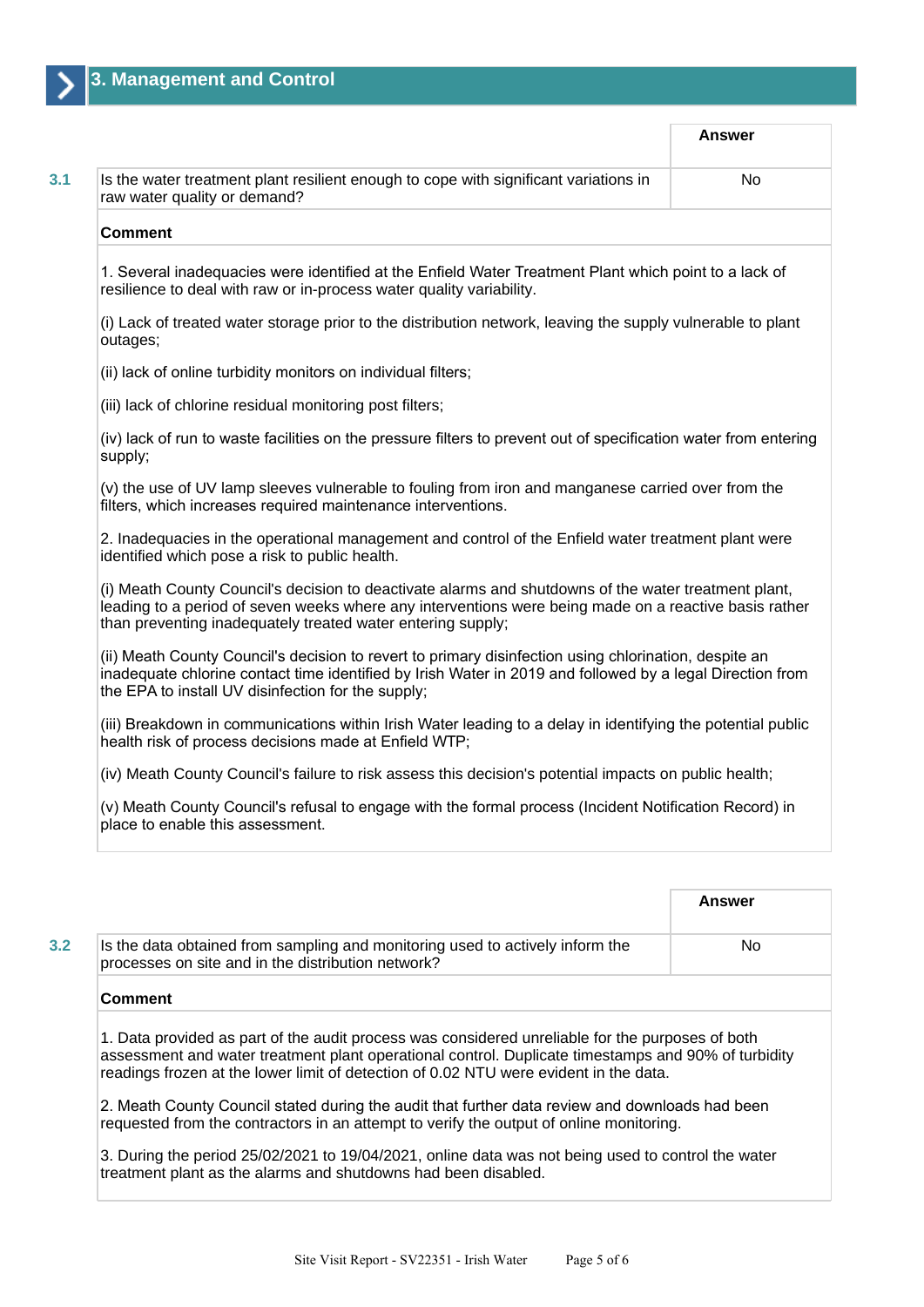## 3. Management and Control

| | | Answer |
|---|---|---|
| 3.1 | Is the water treatment plant resilient enough to cope with significant variations in raw water quality or demand? | No |

**Comment**

1. Several inadequacies were identified at the Enfield Water Treatment Plant which point to a lack of resilience to deal with raw or in-process water quality variability.

(i) Lack of treated water storage prior to the distribution network, leaving the supply vulnerable to plant outages;

(ii) lack of online turbidity monitors on individual filters;

(iii) lack of chlorine residual monitoring post filters;

(iv) lack of run to waste facilities on the pressure filters to prevent out of specification water from entering supply;

(v) the use of UV lamp sleeves vulnerable to fouling from iron and manganese carried over from the filters, which increases required maintenance interventions.

2. Inadequacies in the operational management and control of the Enfield water treatment plant were identified which pose a risk to public health.

(i) Meath County Council's decision to deactivate alarms and shutdowns of the water treatment plant, leading to a period of seven weeks where any interventions were being made on a reactive basis rather than preventing inadequately treated water entering supply;

(ii) Meath County Council's decision to revert to primary disinfection using chlorination, despite an inadequate chlorine contact time identified by Irish Water in 2019 and followed by a legal Direction from the EPA to install UV disinfection for the supply;

(iii) Breakdown in communications within Irish Water leading to a delay in identifying the potential public health risk of process decisions made at Enfield WTP;

(iv) Meath County Council's failure to risk assess this decision's potential impacts on public health;

(v) Meath County Council's refusal to engage with the formal process (Incident Notification Record) in place to enable this assessment.

| | | Answer |
|---|---|---|
| 3.2 | Is the data obtained from sampling and monitoring used to actively inform the processes on site and in the distribution network? | No |

**Comment**

1. Data provided as part of the audit process was considered unreliable for the purposes of both assessment and water treatment plant operational control. Duplicate timestamps and 90% of turbidity readings frozen at the lower limit of detection of 0.02 NTU were evident in the data.

2. Meath County Council stated during the audit that further data review and downloads had been requested from the contractors in an attempt to verify the output of online monitoring.

3. During the period 25/02/2021 to 19/04/2021, online data was not being used to control the water treatment plant as the alarms and shutdowns had been disabled.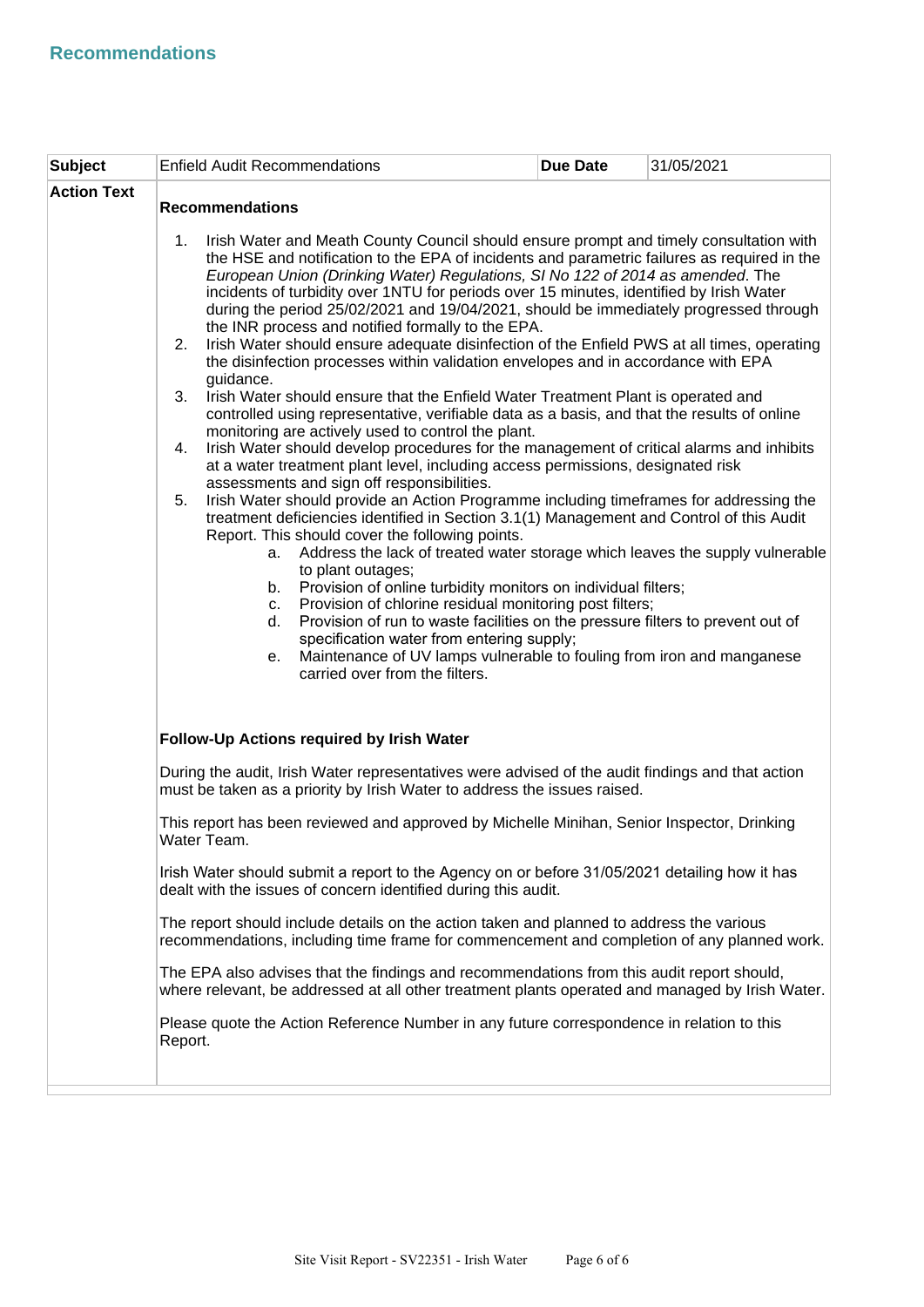## Recommendations

| Subject | Enfield Audit Recommendations | Due Date | 31/05/2021 |
|---|---|---|---|
| Action Text | **Recommendations**<br><br>1. Irish Water and Meath County Council should ensure prompt and timely consultation with the HSE and notification to the EPA of incidents and parametric failures as required in the *European Union (Drinking Water) Regulations, SI No 122 of 2014 as amended*. The incidents of turbidity over 1NTU for periods over 15 minutes, identified by Irish Water during the period 25/02/2021 and 19/04/2021, should be immediately progressed through the INR process and notified formally to the EPA.<br>2. Irish Water should ensure adequate disinfection of the Enfield PWS at all times, operating the disinfection processes within validation envelopes and in accordance with EPA guidance.<br>3. Irish Water should ensure that the Enfield Water Treatment Plant is operated and controlled using representative, verifiable data as a basis, and that the results of online monitoring are actively used to control the plant.<br>4. Irish Water should develop procedures for the management of critical alarms and inhibits at a water treatment plant level, including access permissions, designated risk assessments and sign off responsibilities.<br>5. Irish Water should provide an Action Programme including timeframes for addressing the treatment deficiencies identified in Section 3.1(1) Management and Control of this Audit Report. This should cover the following points.<br>a. Address the lack of treated water storage which leaves the supply vulnerable to plant outages;<br>b. Provision of online turbidity monitors on individual filters;<br>c. Provision of chlorine residual monitoring post filters;<br>d. Provision of run to waste facilities on the pressure filters to prevent out of specification water from entering supply;<br>e. Maintenance of UV lamps vulnerable to fouling from iron and manganese carried over from the filters.<br><br>**Follow-Up Actions required by Irish Water**<br><br>During the audit, Irish Water representatives were advised of the audit findings and that action must be taken as a priority by Irish Water to address the issues raised.<br><br>This report has been reviewed and approved by Michelle Minihan, Senior Inspector, Drinking Water Team.<br><br>Irish Water should submit a report to the Agency on or before 31/05/2021 detailing how it has dealt with the issues of concern identified during this audit.<br><br>The report should include details on the action taken and planned to address the various recommendations, including time frame for commencement and completion of any planned work.<br><br>The EPA also advises that the findings and recommendations from this audit report should, where relevant, be addressed at all other treatment plants operated and managed by Irish Water.<br><br>Please quote the Action Reference Number in any future correspondence in relation to this Report. | | |